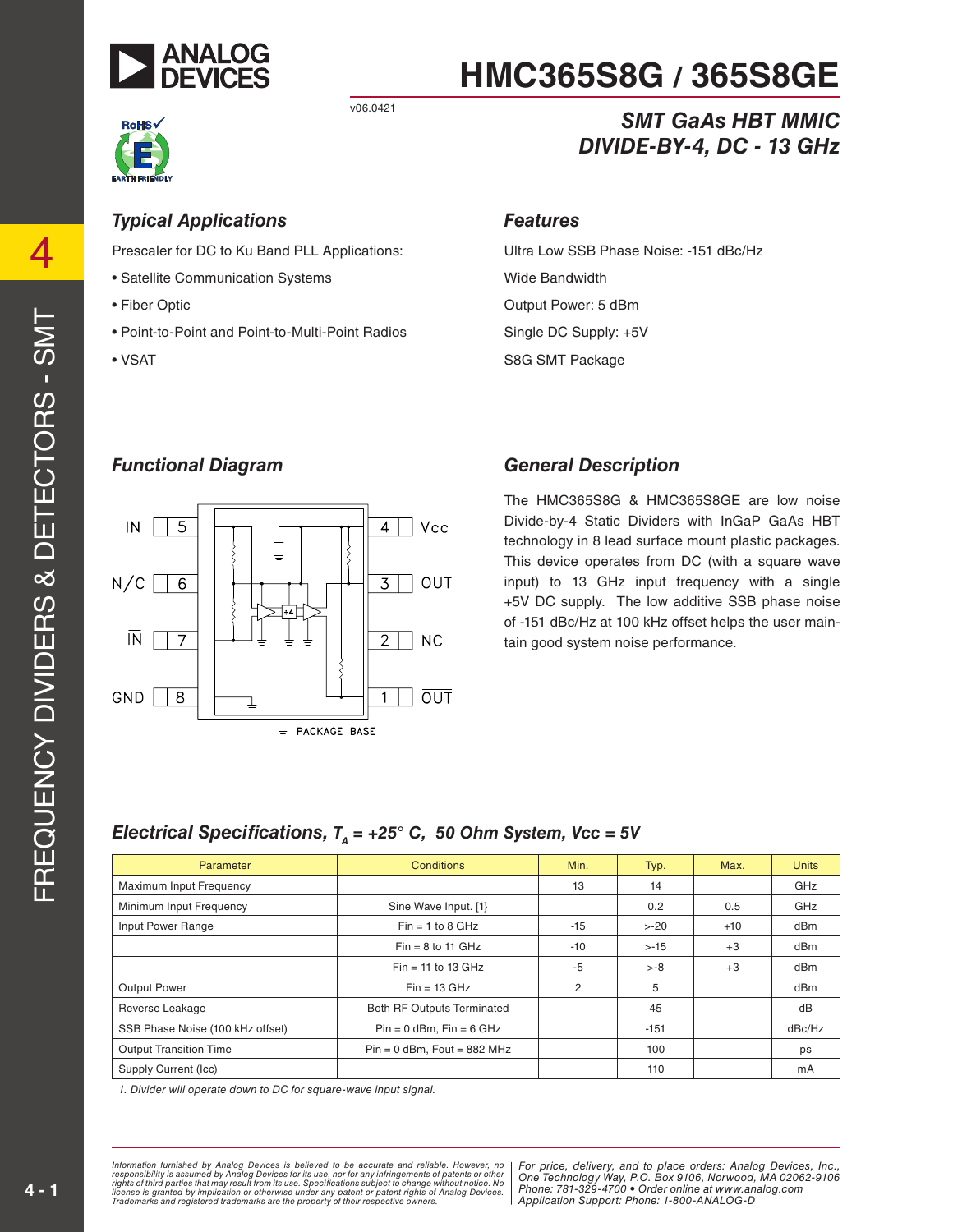# HMC365S8G / 365S8GE

v06.0421

## SMT GaAs HBT MMIC DIVIDE-BY-4, DC - 13 GHz

### Typical Applications

Prescaler for DC to Ku Band PLL Applications:

- Satellite Communication Systems
- Fiber Optic
- Point-to-Point and Point-to-Multi-Point Radios
- VSAT

### Features

Ultra Low SSB Phase Noise: -151 dBc/Hz

Wide Bandwidth

Output Power: 5 dBm

Single DC Supply: +5V

S8G SMT Package

### Functional Diagram

IN 5
N/C 6
$\overline{IN}$ 7
GND 8
4 Vcc
3 OUT
2 NC
1 $\overline{OUT}$
÷4
PACKAGE BASE

### General Description

The HMC365S8G & HMC365S8GE are low noise Divide-by-4 Static Dividers with InGaP GaAs HBT technology in 8 lead surface mount plastic packages. This device operates from DC (with a square wave input) to 13 GHz input frequency with a single +5V DC supply. The low additive SSB phase noise of -151 dBc/Hz at 100 kHz offset helps the user maintain good system noise performance.

### Electrical Specifications, $T_A$ = +25° C, 50 Ohm System, Vcc = 5V

| Parameter | Conditions | Min. | Typ. | Max. | Units |
|---|---|---|---|---|---|
| Maximum Input Frequency | | 13 | 14 | | GHz |
| Minimum Input Frequency | Sine Wave Input. [1] | | 0.2 | 0.5 | GHz |
| Input Power Range | Fin = 1 to 8 GHz | -15 | >-20 | +10 | dBm |
| | Fin = 8 to 11 GHz | -10 | >-15 | +3 | dBm |
| | Fin = 11 to 13 GHz | -5 | >-8 | +3 | dBm |
| Output Power | Fin = 13 GHz | 2 | 5 | | dBm |
| Reverse Leakage | Both RF Outputs Terminated | | 45 | | dB |
| SSB Phase Noise (100 kHz offset) | Pin = 0 dBm, Fin = 6 GHz | | -151 | | dBc/Hz |
| Output Transition Time | Pin = 0 dBm, Fout = 882 MHz | | 100 | | ps |
| Supply Current (Icc) | | | 110 | | mA |

*1. Divider will operate down to DC for square-wave input signal.*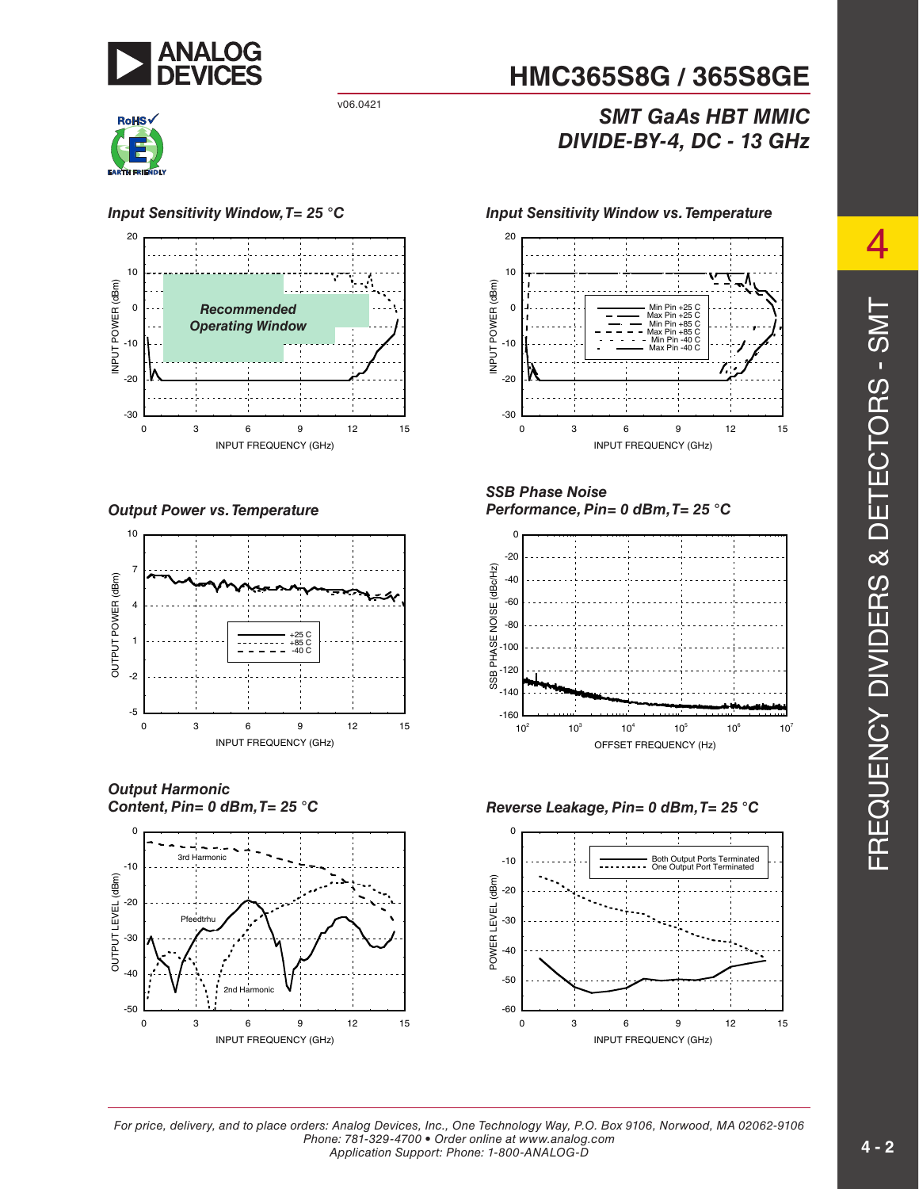# HMC365S8G / 365S8GE

v06.0421

## SMT GaAs HBT MMIC DIVIDE-BY-4, DC - 13 GHz

### Input Sensitivity Window, T= 25 °C

INPUT POWER (dBm)
20
10
0
-10
-20
-30
0 3 6 9 12 15
INPUT FREQUENCY (GHz)
Recommended Operating Window

### Input Sensitivity Window vs. Temperature

INPUT POWER (dBm)
20
10
0
-10
-20
-30
0 3 6 9 12 15
INPUT FREQUENCY (GHz)
Min Pin +25 C
Max Pin +25 C
Min Pin +85 C
Max Pin +85 C
Min Pin -40 C
Max Pin -40 C

### Output Power vs. Temperature

OUTPUT POWER (dBm)
10
7
4
1
-2
-5
0 3 6 9 12 15
INPUT FREQUENCY (GHz)
+25 C
+85 C
-40 C

### SSB Phase Noise Performance, Pin= 0 dBm, T= 25 °C

SSB PHASE NOISE (dBc/Hz)
0
-20
-40
-60
-80
-100
-120
-140
-160
$10^2$ $10^3$ $10^4$ $10^5$ $10^6$ $10^7$
OFFSET FREQUENCY (Hz)

### Output Harmonic Content, Pin= 0 dBm, T= 25 °C

OUTPUT LEVEL (dBm)
0
-10
-20
-30
-40
-50
0 3 6 9 12 15
INPUT FREQUENCY (GHz)
3rd Harmonic
Pfeedthru
2nd Harmonic

### Reverse Leakage, Pin= 0 dBm, T= 25 °C

POWER LEVEL (dBm)
0
-10
-20
-30
-40
-50
-60
0 3 6 9 12 15
INPUT FREQUENCY (GHz)
Both Output Ports Terminated
One Output Port Terminated

For price, delivery, and to place orders: Analog Devices, Inc., One Technology Way, P.O. Box 9106, Norwood, MA 02062-9106
Phone: 781-329-4700 • Order online at www.analog.com
Application Support: Phone: 1-800-ANALOG-D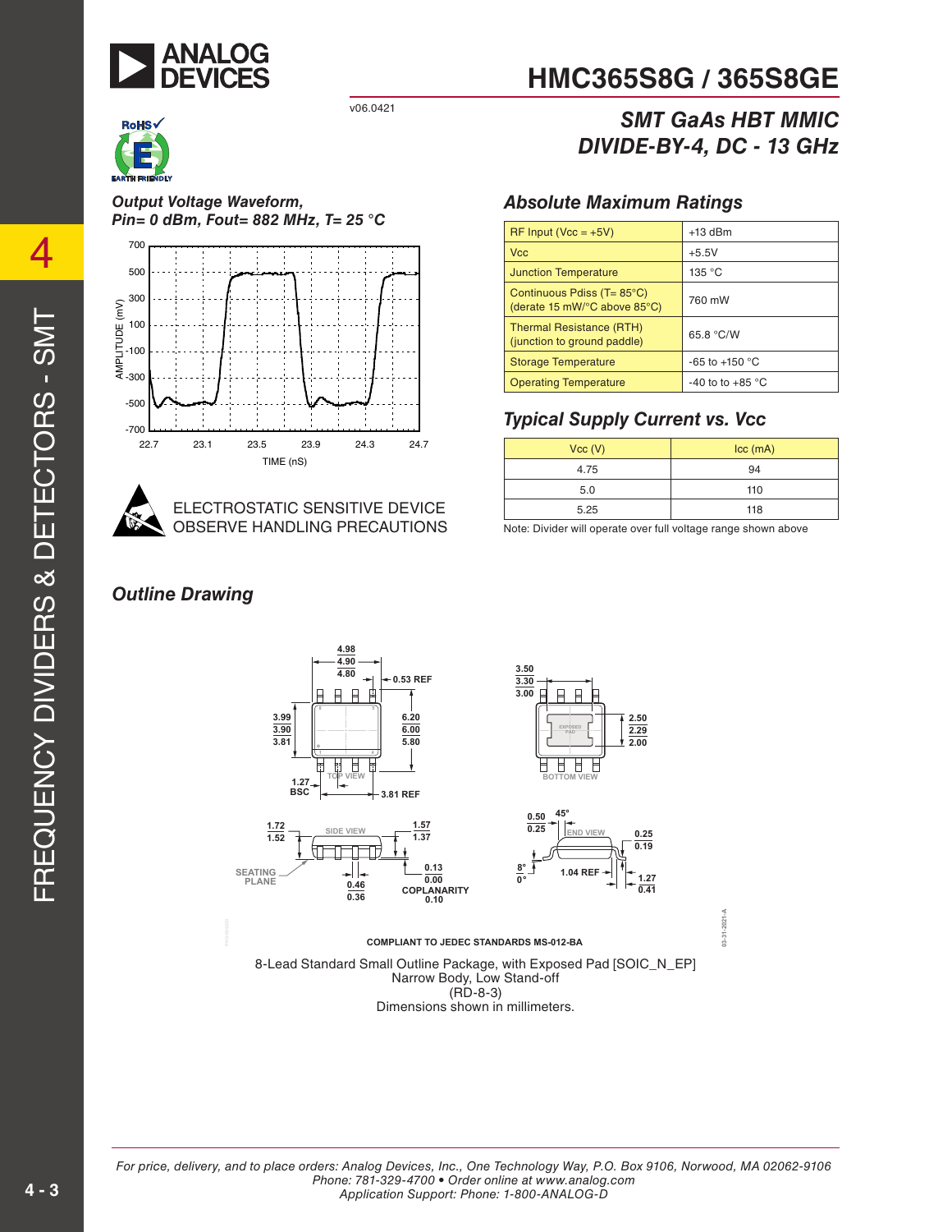# HMC365S8G / 365S8GE

v06.0421

## SMT GaAs HBT MMIC DIVIDE-BY-4, DC - 13 GHz

### Output Voltage Waveform, Pin= 0 dBm, Fout= 882 MHz, T= 25 °C

AMPLITUDE (mV)
700
500
300
100
-100
-300
-500
-700
22.7
23.1
23.5
23.9
24.3
24.7
TIME (nS)

ELECTROSTATIC SENSITIVE DEVICE
OBSERVE HANDLING PRECAUTIONS

### Absolute Maximum Ratings

| | |
|---|---|
| RF Input (Vcc = +5V) | +13 dBm |
| Vcc | +5.5V |
| Junction Temperature | 135 °C |
| Continuous Pdiss (T= 85°C) (derate 15 mW/°C above 85°C) | 760 mW |
| Thermal Resistance (RTH) (junction to ground paddle) | 65.8 °C/W |
| Storage Temperature | -65 to +150 °C |
| Operating Temperature | -40 to to +85 °C |

### Typical Supply Current vs. Vcc

| Vcc (V) | Icc (mA) |
|---|---|
| 4.75 | 94 |
| 5.0 | 110 |
| 5.25 | 118 |

Note: Divider will operate over full voltage range shown above

### Outline Drawing

4.98
4.90
4.80
0.53 REF
3.99
3.90
3.81
6.20
6.00
5.80
TOP VIEW
1.27 BSC
3.81 REF
3.50
3.30
3.00
EXPOSED PAD
2.50
2.29
2.00
BOTTOM VIEW
1.72
1.52
SIDE VIEW
1.57
1.37
SEATING PLANE
0.46
0.36
0.13
0.00
COPLANARITY 0.10
0.50
0.25
45°
END VIEW
0.25
0.19
8°
0°
1.04 REF
1.27
0.41

COMPLIANT TO JEDEC STANDARDS MS-012-BA

8-Lead Standard Small Outline Package, with Exposed Pad [SOIC_N_EP]
Narrow Body, Low Stand-off
(RD-8-3)
Dimensions shown in millimeters.

For price, delivery, and to place orders: Analog Devices, Inc., One Technology Way, P.O. Box 9106, Norwood, MA 02062-9106
Phone: 781-329-4700 • Order online at www.analog.com
Application Support: Phone: 1-800-ANALOG-D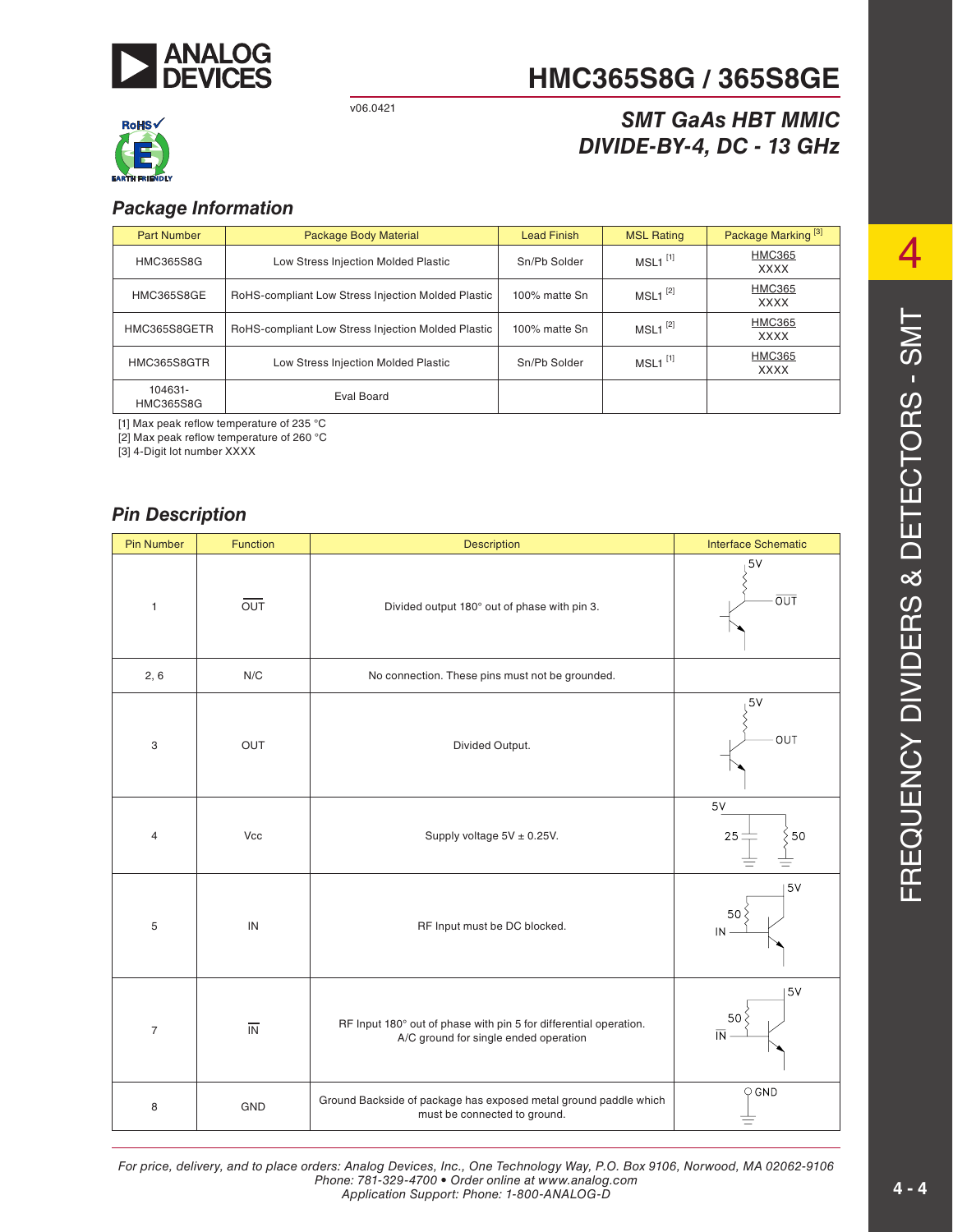# HMC365S8G / 365S8GE

v06.0421

## SMT GaAs HBT MMIC DIVIDE-BY-4, DC - 13 GHz

### Package Information

| Part Number | Package Body Material | Lead Finish | MSL Rating | Package Marking [3] |
|---|---|---|---|---|
| HMC365S8G | Low Stress Injection Molded Plastic | Sn/Pb Solder | MSL1 [1] | HMC365 XXXX |
| HMC365S8GE | RoHS-compliant Low Stress Injection Molded Plastic | 100% matte Sn | MSL1 [2] | HMC365 XXXX |
| HMC365S8GETR | RoHS-compliant Low Stress Injection Molded Plastic | 100% matte Sn | MSL1 [2] | HMC365 XXXX |
| HMC365S8GTR | Low Stress Injection Molded Plastic | Sn/Pb Solder | MSL1 [1] | HMC365 XXXX |
| 104631-HMC365S8G | Eval Board | | | |

[1] Max peak reflow temperature of 235 °C
[2] Max peak reflow temperature of 260 °C
[3] 4-Digit lot number XXXX

### Pin Description

| Pin Number | Function | Description | Interface Schematic |
|---|---|---|---|
| 1 | $\overline{OUT}$ | Divided output 180° out of phase with pin 3. | 5V, $\overline{OUT}$ |
| 2, 6 | N/C | No connection. These pins must not be grounded. | |
| 3 | OUT | Divided Output. | 5V, OUT |
| 4 | Vcc | Supply voltage 5V ± 0.25V. | 5V, 25, 50 |
| 5 | IN | RF Input must be DC blocked. | 5V, 50, IN |
| 7 | $\overline{IN}$ | RF Input 180° out of phase with pin 5 for differential operation. A/C ground for single ended operation | 5V, 50, $\overline{IN}$ |
| 8 | GND | Ground Backside of package has exposed metal ground paddle which must be connected to ground. | GND |

*For price, delivery, and to place orders: Analog Devices, Inc., One Technology Way, P.O. Box 9106, Norwood, MA 02062-9106*
*Phone: 781-329-4700 • Order online at www.analog.com*
*Application Support: Phone: 1-800-ANALOG-D*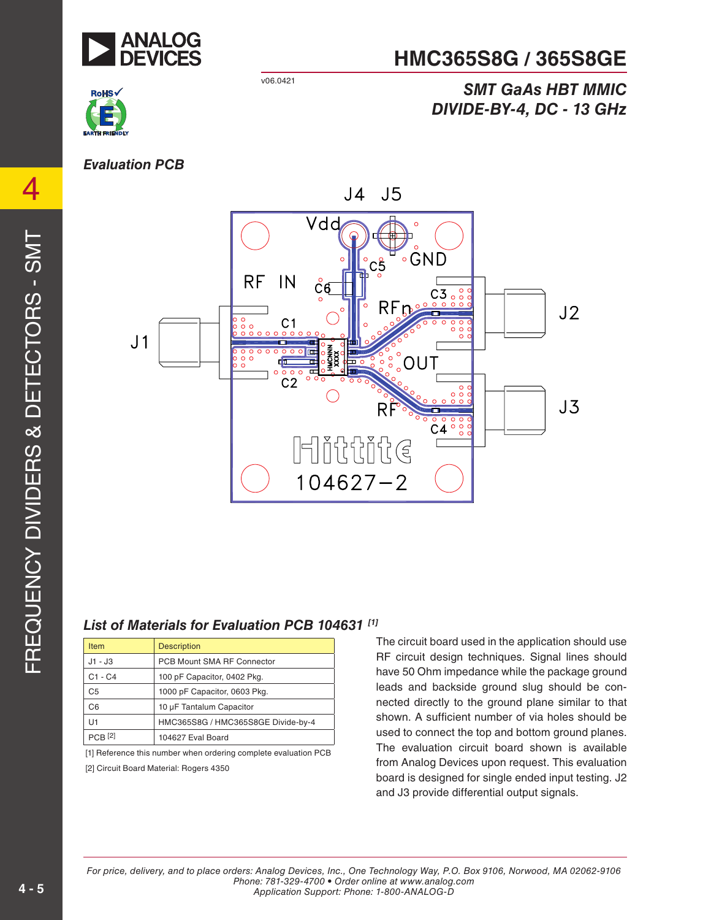## Evaluation PCB

J4 J5

Vdd

GND

RF IN

C5

C6

C3

RFn

J2

J1

C1

OUT

C2

RF

J3

C4

104627-2

### List of Materials for Evaluation PCB 104631 [1]

| Item | Description |
|---|---|
| J1 - J3 | PCB Mount SMA RF Connector |
| C1 - C4 | 100 pF Capacitor, 0402 Pkg. |
| C5 | 1000 pF Capacitor, 0603 Pkg. |
| C6 | 10 µF Tantalum Capacitor |
| U1 | HMC365S8G / HMC365S8GE Divide-by-4 |
| PCB [2] | 104627 Eval Board |

[1] Reference this number when ordering complete evaluation PCB

[2] Circuit Board Material: Rogers 4350

The circuit board used in the application should use RF circuit design techniques. Signal lines should have 50 Ohm impedance while the package ground leads and backside ground slug should be connected directly to the ground plane similar to that shown. A sufficient number of via holes should be used to connect the top and bottom ground planes. The evaluation circuit board shown is available from Analog Devices upon request. This evaluation board is designed for single ended input testing. J2 and J3 provide differential output signals.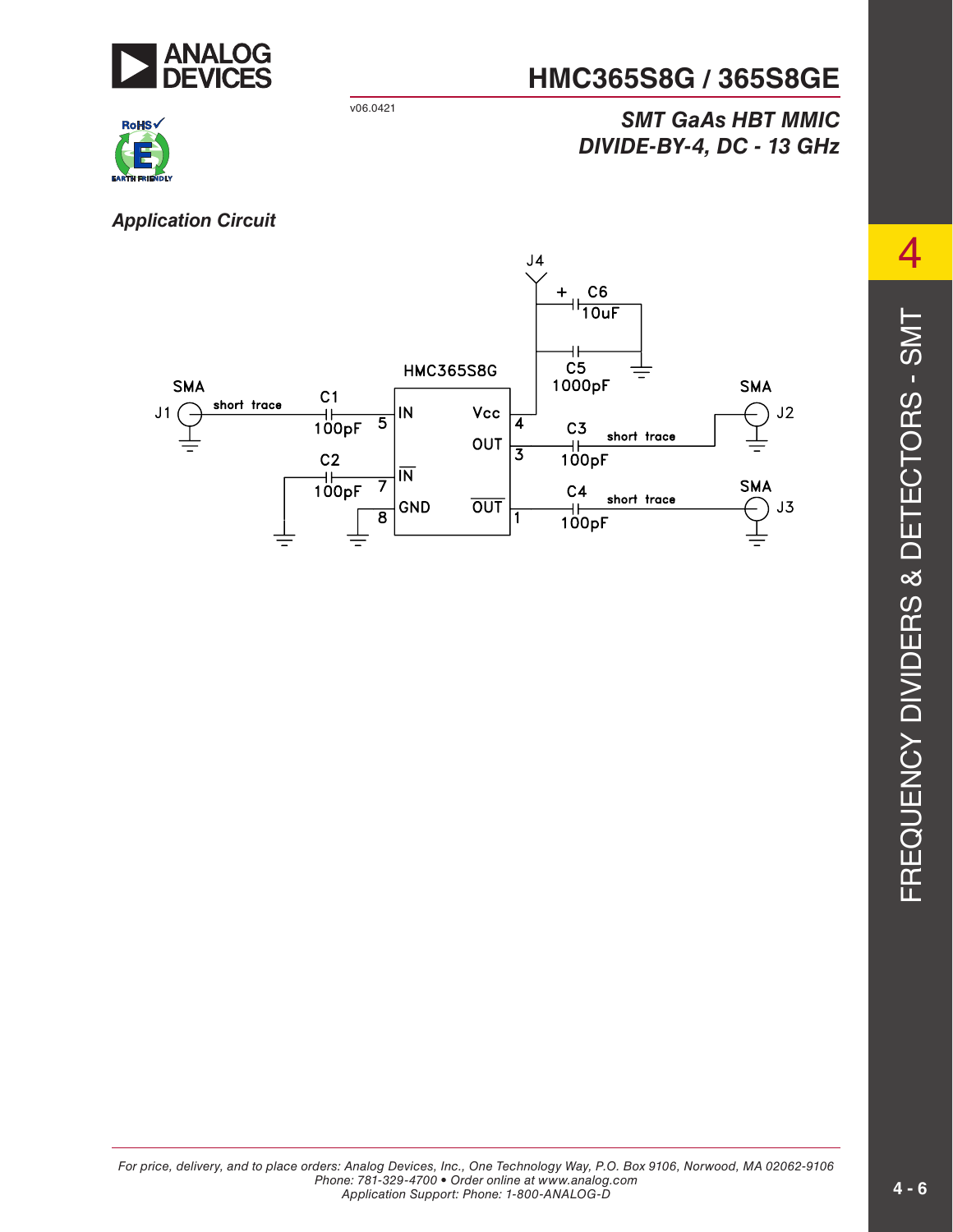## Application Circuit

HMC365S8G

J4

C6 10uF

C5 1000pF

SMA J1 short trace C1 100pF 5 IN

Vcc 4

OUT 3 C3 100pF short trace SMA J2

C2 100pF 7 $\overline{IN}$

8 GND

$\overline{OUT}$ 1 C4 100pF short trace SMA J3